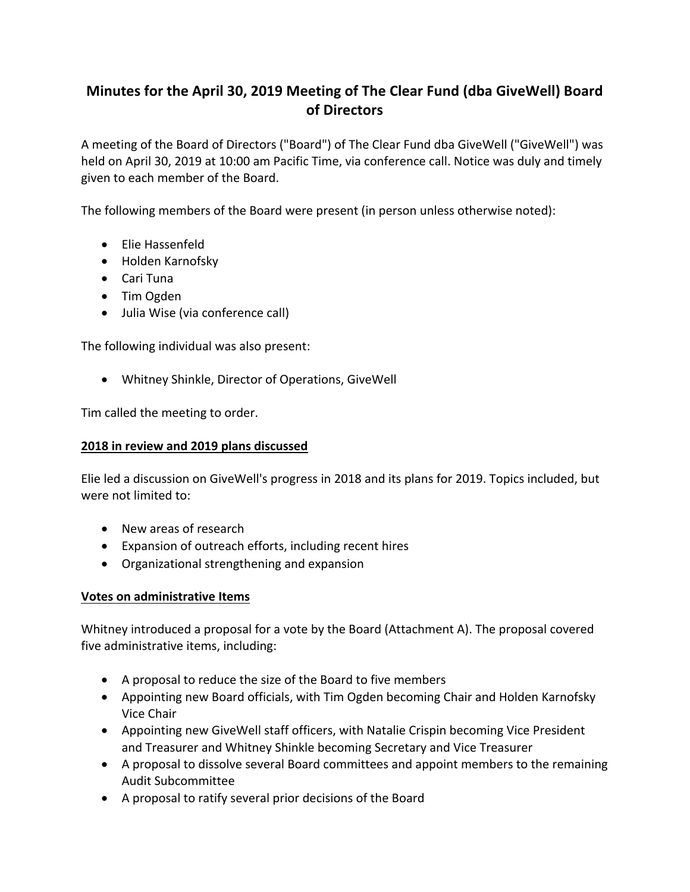# Minutes for the April 30, 2019 Meeting of The Clear Fund (dba GiveWell) Board of Directors

A meeting of the Board of Directors ("Board") of The Clear Fund dba GiveWell ("GiveWell") was held on April 30, 2019 at 10:00 am Pacific Time, via conference call. Notice was duly and timely given to each member of the Board.

The following members of the Board were present (in person unless otherwise noted):

- Elie Hassenfeld
- Holden Karnofsky
- Cari Tuna
- Tim Ogden
- Julia Wise (via conference call)

The following individual was also present:

- Whitney Shinkle, Director of Operations, GiveWell

Tim called the meeting to order.

## 2018 in review and 2019 plans discussed

Elie led a discussion on GiveWell's progress in 2018 and its plans for 2019. Topics included, but were not limited to:

- New areas of research
- Expansion of outreach efforts, including recent hires
- Organizational strengthening and expansion

## Votes on administrative Items

Whitney introduced a proposal for a vote by the Board (Attachment A). The proposal covered five administrative items, including:

- A proposal to reduce the size of the Board to five members
- Appointing new Board officials, with Tim Ogden becoming Chair and Holden Karnofsky Vice Chair
- Appointing new GiveWell staff officers, with Natalie Crispin becoming Vice President and Treasurer and Whitney Shinkle becoming Secretary and Vice Treasurer
- A proposal to dissolve several Board committees and appoint members to the remaining Audit Subcommittee
- A proposal to ratify several prior decisions of the Board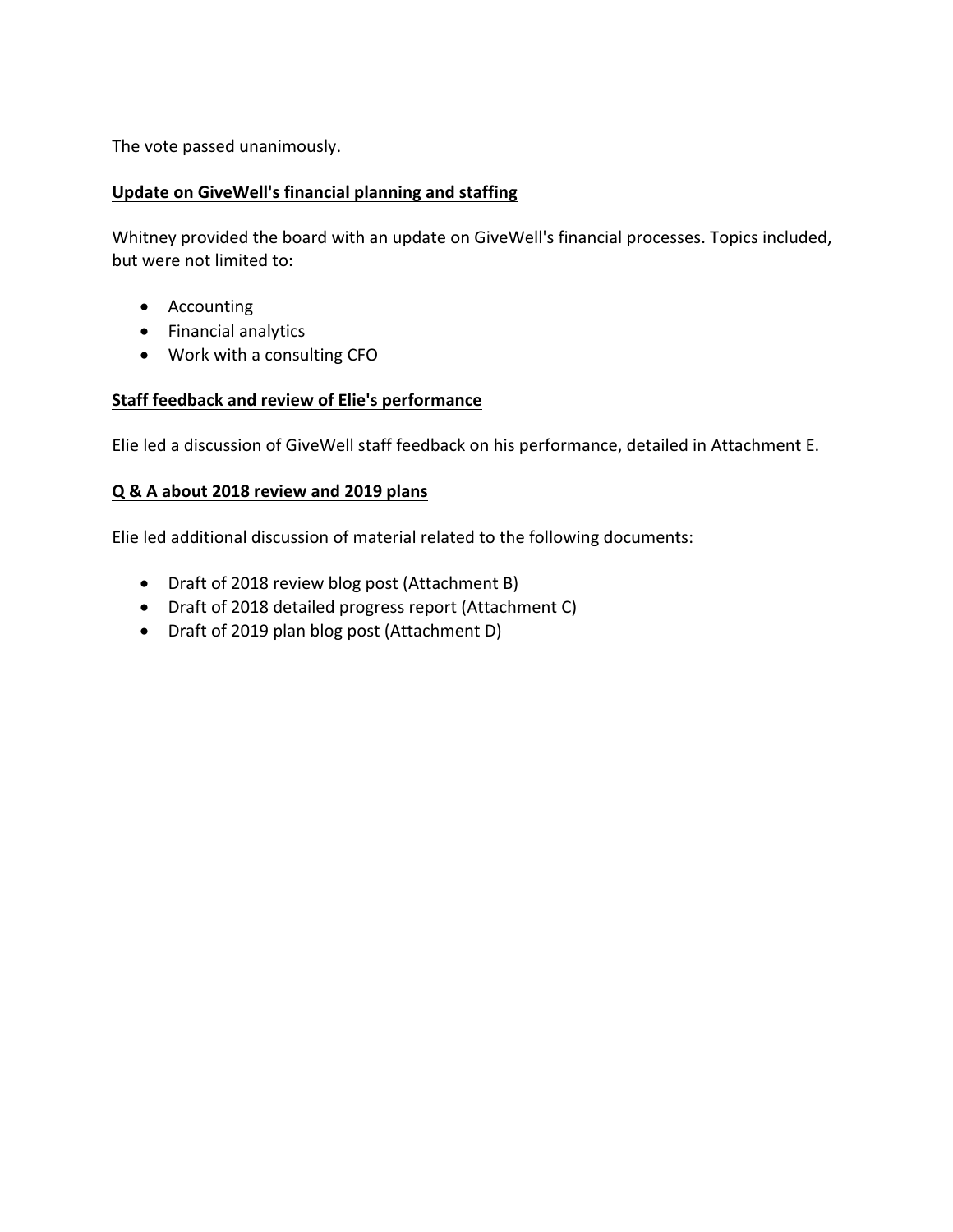The vote passed unanimously.

**Update on GiveWell's financial planning and staffing**

Whitney provided the board with an update on GiveWell's financial processes. Topics included, but were not limited to:

- Accounting
- Financial analytics
- Work with a consulting CFO

**Staff feedback and review of Elie's performance**

Elie led a discussion of GiveWell staff feedback on his performance, detailed in Attachment E.

**Q & A about 2018 review and 2019 plans**

Elie led additional discussion of material related to the following documents:

- Draft of 2018 review blog post (Attachment B)
- Draft of 2018 detailed progress report (Attachment C)
- Draft of 2019 plan blog post (Attachment D)